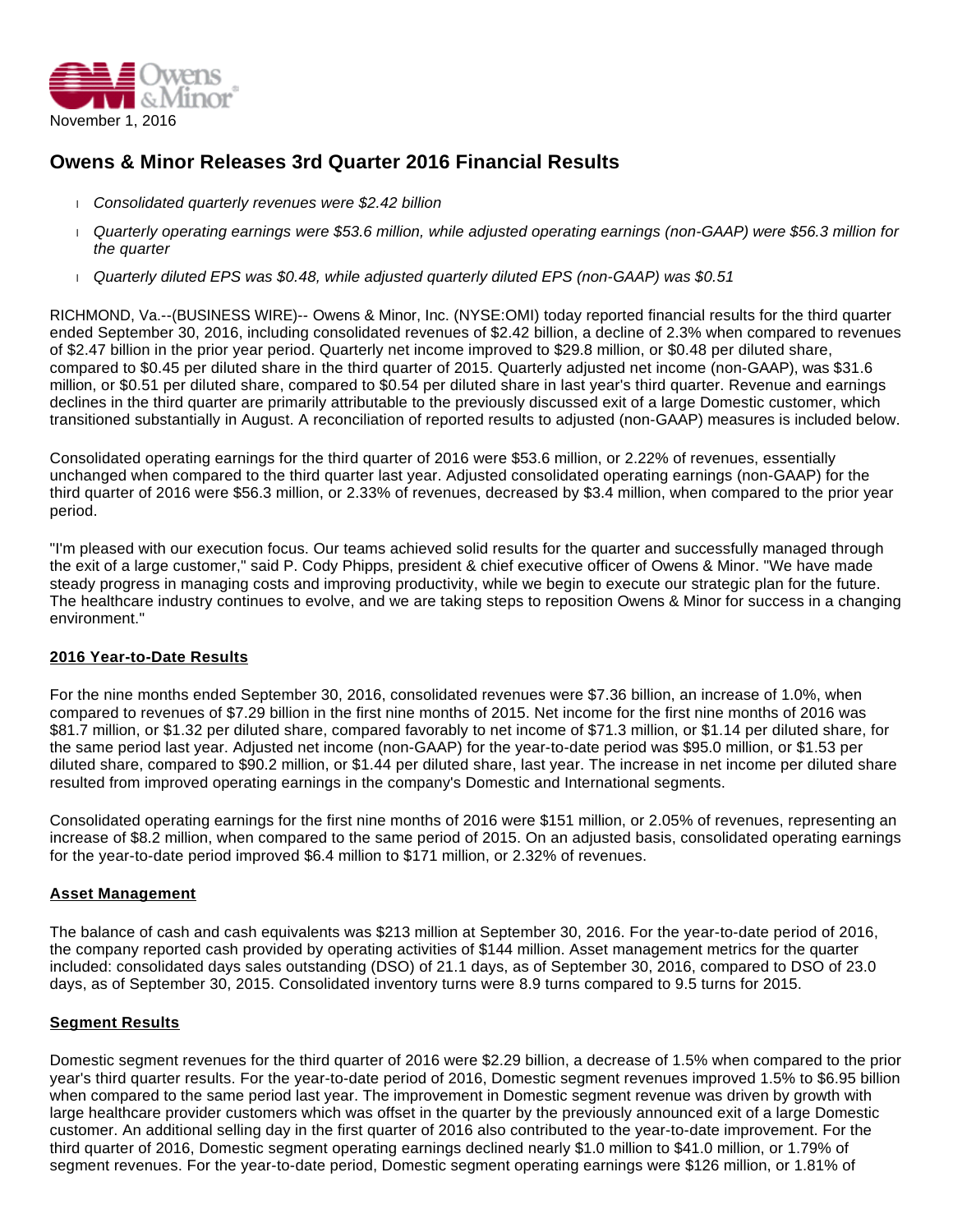November 1, 2016

# Owens & Minor Releases 3rd Quarter 2016 Financial Results

- *Consolidated quarterly revenues were $2.42 billion*
- *Quarterly operating earnings were $53.6 million, while adjusted operating earnings (non-GAAP) were $56.3 million for the quarter*
- *Quarterly diluted EPS was $0.48, while adjusted quarterly diluted EPS (non-GAAP) was $0.51*

RICHMOND, Va.--(BUSINESS WIRE)-- Owens & Minor, Inc. (NYSE:OMI) today reported financial results for the third quarter ended September 30, 2016, including consolidated revenues of $2.42 billion, a decline of 2.3% when compared to revenues of $2.47 billion in the prior year period. Quarterly net income improved to $29.8 million, or $0.48 per diluted share, compared to $0.45 per diluted share in the third quarter of 2015. Quarterly adjusted net income (non-GAAP), was $31.6 million, or $0.51 per diluted share, compared to $0.54 per diluted share in last year's third quarter. Revenue and earnings declines in the third quarter are primarily attributable to the previously discussed exit of a large Domestic customer, which transitioned substantially in August. A reconciliation of reported results to adjusted (non-GAAP) measures is included below.

Consolidated operating earnings for the third quarter of 2016 were $53.6 million, or 2.22% of revenues, essentially unchanged when compared to the third quarter last year. Adjusted consolidated operating earnings (non-GAAP) for the third quarter of 2016 were $56.3 million, or 2.33% of revenues, decreased by $3.4 million, when compared to the prior year period.

"I'm pleased with our execution focus. Our teams achieved solid results for the quarter and successfully managed through the exit of a large customer," said P. Cody Phipps, president & chief executive officer of Owens & Minor. "We have made steady progress in managing costs and improving productivity, while we begin to execute our strategic plan for the future. The healthcare industry continues to evolve, and we are taking steps to reposition Owens & Minor for success in a changing environment."

## 2016 Year-to-Date Results

For the nine months ended September 30, 2016, consolidated revenues were $7.36 billion, an increase of 1.0%, when compared to revenues of $7.29 billion in the first nine months of 2015. Net income for the first nine months of 2016 was $81.7 million, or $1.32 per diluted share, compared favorably to net income of $71.3 million, or $1.14 per diluted share, for the same period last year. Adjusted net income (non-GAAP) for the year-to-date period was $95.0 million, or $1.53 per diluted share, compared to $90.2 million, or $1.44 per diluted share, last year. The increase in net income per diluted share resulted from improved operating earnings in the company's Domestic and International segments.

Consolidated operating earnings for the first nine months of 2016 were $151 million, or 2.05% of revenues, representing an increase of $8.2 million, when compared to the same period of 2015. On an adjusted basis, consolidated operating earnings for the year-to-date period improved $6.4 million to $171 million, or 2.32% of revenues.

## Asset Management

The balance of cash and cash equivalents was $213 million at September 30, 2016. For the year-to-date period of 2016, the company reported cash provided by operating activities of $144 million. Asset management metrics for the quarter included: consolidated days sales outstanding (DSO) of 21.1 days, as of September 30, 2016, compared to DSO of 23.0 days, as of September 30, 2015. Consolidated inventory turns were 8.9 turns compared to 9.5 turns for 2015.

## Segment Results

Domestic segment revenues for the third quarter of 2016 were $2.29 billion, a decrease of 1.5% when compared to the prior year's third quarter results. For the year-to-date period of 2016, Domestic segment revenues improved 1.5% to $6.95 billion when compared to the same period last year. The improvement in Domestic segment revenue was driven by growth with large healthcare provider customers which was offset in the quarter by the previously announced exit of a large Domestic customer. An additional selling day in the first quarter of 2016 also contributed to the year-to-date improvement. For the third quarter of 2016, Domestic segment operating earnings declined nearly $1.0 million to $41.0 million, or 1.79% of segment revenues. For the year-to-date period, Domestic segment operating earnings were $126 million, or 1.81% of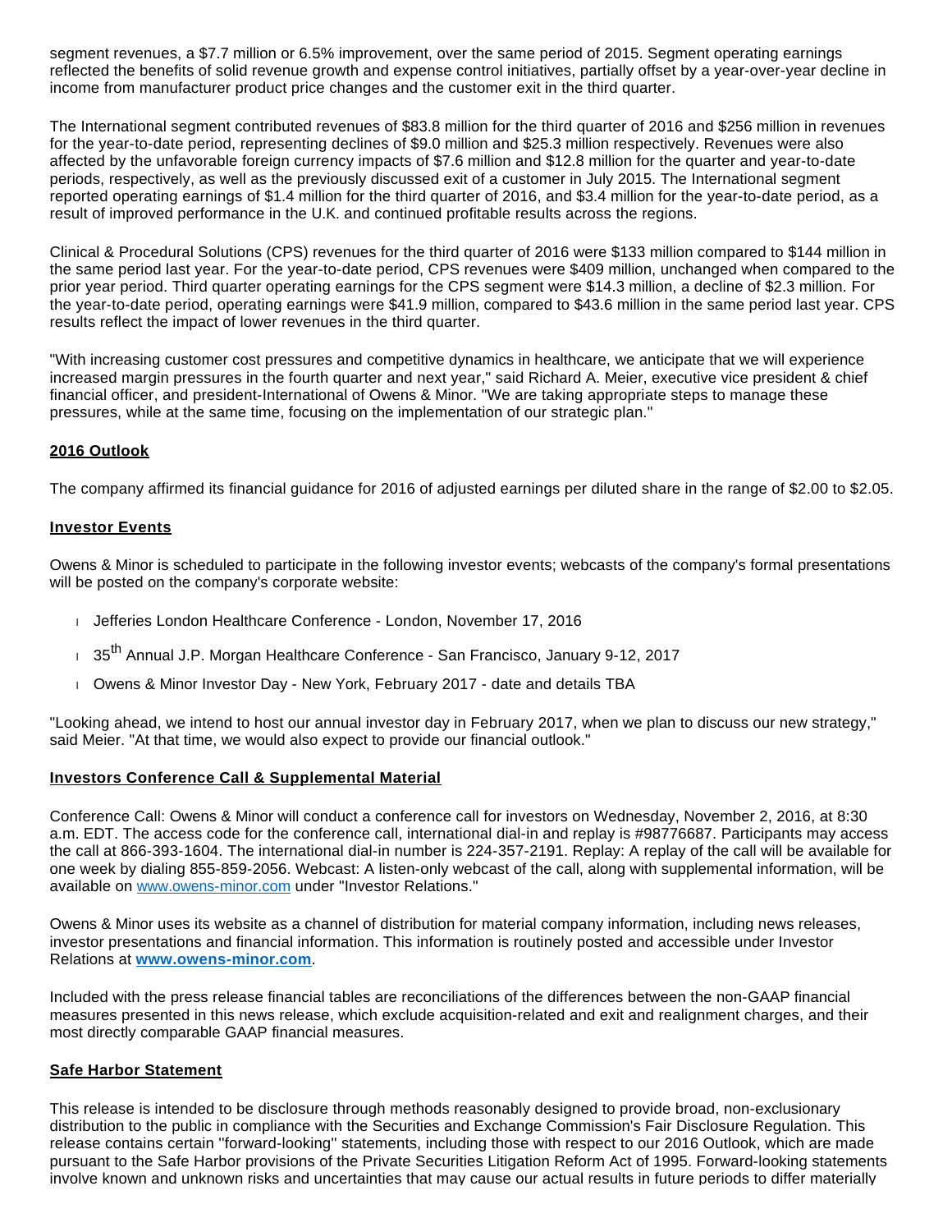segment revenues, a $7.7 million or 6.5% improvement, over the same period of 2015. Segment operating earnings reflected the benefits of solid revenue growth and expense control initiatives, partially offset by a year-over-year decline in income from manufacturer product price changes and the customer exit in the third quarter.

The International segment contributed revenues of $83.8 million for the third quarter of 2016 and $256 million in revenues for the year-to-date period, representing declines of $9.0 million and $25.3 million respectively. Revenues were also affected by the unfavorable foreign currency impacts of $7.6 million and $12.8 million for the quarter and year-to-date periods, respectively, as well as the previously discussed exit of a customer in July 2015. The International segment reported operating earnings of $1.4 million for the third quarter of 2016, and $3.4 million for the year-to-date period, as a result of improved performance in the U.K. and continued profitable results across the regions.

Clinical & Procedural Solutions (CPS) revenues for the third quarter of 2016 were $133 million compared to $144 million in the same period last year. For the year-to-date period, CPS revenues were $409 million, unchanged when compared to the prior year period. Third quarter operating earnings for the CPS segment were $14.3 million, a decline of $2.3 million. For the year-to-date period, operating earnings were $41.9 million, compared to $43.6 million in the same period last year. CPS results reflect the impact of lower revenues in the third quarter.

"With increasing customer cost pressures and competitive dynamics in healthcare, we anticipate that we will experience increased margin pressures in the fourth quarter and next year," said Richard A. Meier, executive vice president & chief financial officer, and president-International of Owens & Minor. "We are taking appropriate steps to manage these pressures, while at the same time, focusing on the implementation of our strategic plan."

## 2016 Outlook

The company affirmed its financial guidance for 2016 of adjusted earnings per diluted share in the range of $2.00 to $2.05.

## Investor Events

Owens & Minor is scheduled to participate in the following investor events; webcasts of the company's formal presentations will be posted on the company's corporate website:

- Jefferies London Healthcare Conference - London, November 17, 2016
- 35th Annual J.P. Morgan Healthcare Conference - San Francisco, January 9-12, 2017
- Owens & Minor Investor Day - New York, February 2017 - date and details TBA

"Looking ahead, we intend to host our annual investor day in February 2017, when we plan to discuss our new strategy," said Meier. "At that time, we would also expect to provide our financial outlook."

## Investors Conference Call & Supplemental Material

Conference Call: Owens & Minor will conduct a conference call for investors on Wednesday, November 2, 2016, at 8:30 a.m. EDT. The access code for the conference call, international dial-in and replay is #98776687. Participants may access the call at 866-393-1604. The international dial-in number is 224-357-2191. Replay: A replay of the call will be available for one week by dialing 855-859-2056. Webcast: A listen-only webcast of the call, along with supplemental information, will be available on www.owens-minor.com under "Investor Relations."

Owens & Minor uses its website as a channel of distribution for material company information, including news releases, investor presentations and financial information. This information is routinely posted and accessible under Investor Relations at **www.owens-minor.com**.

Included with the press release financial tables are reconciliations of the differences between the non-GAAP financial measures presented in this news release, which exclude acquisition-related and exit and realignment charges, and their most directly comparable GAAP financial measures.

## Safe Harbor Statement

This release is intended to be disclosure through methods reasonably designed to provide broad, non-exclusionary distribution to the public in compliance with the Securities and Exchange Commission's Fair Disclosure Regulation. This release contains certain ''forward-looking'' statements, including those with respect to our 2016 Outlook, which are made pursuant to the Safe Harbor provisions of the Private Securities Litigation Reform Act of 1995. Forward-looking statements involve known and unknown risks and uncertainties that may cause our actual results in future periods to differ materially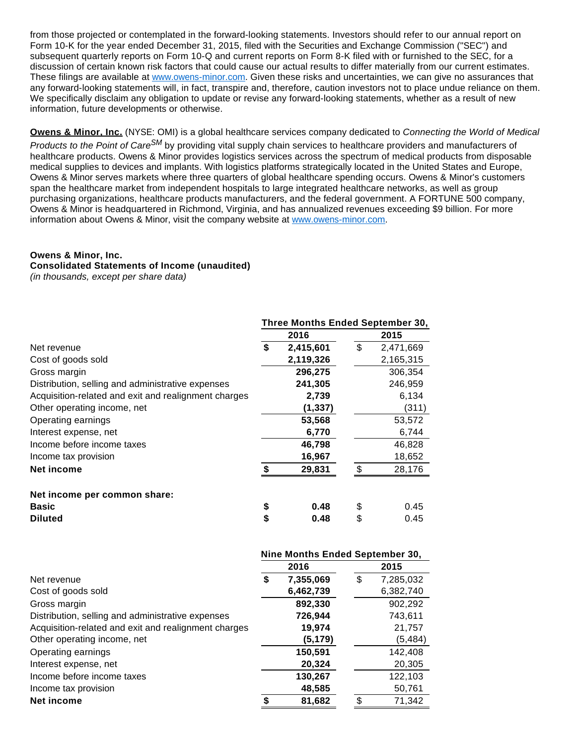from those projected or contemplated in the forward-looking statements. Investors should refer to our annual report on Form 10-K for the year ended December 31, 2015, filed with the Securities and Exchange Commission ("SEC") and subsequent quarterly reports on Form 10-Q and current reports on Form 8-K filed with or furnished to the SEC, for a discussion of certain known risk factors that could cause our actual results to differ materially from our current estimates. These filings are available at www.owens-minor.com. Given these risks and uncertainties, we can give no assurances that any forward-looking statements will, in fact, transpire and, therefore, caution investors not to place undue reliance on them. We specifically disclaim any obligation to update or revise any forward-looking statements, whether as a result of new information, future developments or otherwise.

**Owens & Minor, Inc.** (NYSE: OMI) is a global healthcare services company dedicated to *Connecting the World of Medical Products to the Point of Care*[SM] by providing vital supply chain services to healthcare providers and manufacturers of healthcare products. Owens & Minor provides logistics services across the spectrum of medical products from disposable medical supplies to devices and implants. With logistics platforms strategically located in the United States and Europe, Owens & Minor serves markets where three quarters of global healthcare spending occurs. Owens & Minor's customers span the healthcare market from independent hospitals to large integrated healthcare networks, as well as group purchasing organizations, healthcare products manufacturers, and the federal government. A FORTUNE 500 company, Owens & Minor is headquartered in Richmond, Virginia, and has annualized revenues exceeding $9 billion. For more information about Owens & Minor, visit the company website at www.owens-minor.com.

**Owens & Minor, Inc.**
**Consolidated Statements of Income (unaudited)**
*(in thousands, except per share data)*

| | Three Months Ended September 30, | |
|---|---|---|
| | **2016** | **2015** |
| Net revenue | **$ 2,415,601** | $ 2,471,669 |
| Cost of goods sold | **2,119,326** | 2,165,315 |
| Gross margin | **296,275** | 306,354 |
| Distribution, selling and administrative expenses | **241,305** | 246,959 |
| Acquisition-related and exit and realignment charges | **2,739** | 6,134 |
| Other operating income, net | **(1,337)** | (311) |
| Operating earnings | **53,568** | 53,572 |
| Interest expense, net | **6,770** | 6,744 |
| Income before income taxes | **46,798** | 46,828 |
| Income tax provision | **16,967** | 18,652 |
| **Net income** | **$ 29,831** | $ 28,176 |
| | | |
| **Net income per common share:** | | |
| **Basic** | **$ 0.48** | $ 0.45 |
| **Diluted** | **$ 0.48** | $ 0.45 |

| | Nine Months Ended September 30, | |
|---|---|---|
| | **2016** | **2015** |
| Net revenue | **$ 7,355,069** | $ 7,285,032 |
| Cost of goods sold | **6,462,739** | 6,382,740 |
| Gross margin | **892,330** | 902,292 |
| Distribution, selling and administrative expenses | **726,944** | 743,611 |
| Acquisition-related and exit and realignment charges | **19,974** | 21,757 |
| Other operating income, net | **(5,179)** | (5,484) |
| Operating earnings | **150,591** | 142,408 |
| Interest expense, net | **20,324** | 20,305 |
| Income before income taxes | **130,267** | 122,103 |
| Income tax provision | **48,585** | 50,761 |
| **Net income** | **$ 81,682** | $ 71,342 |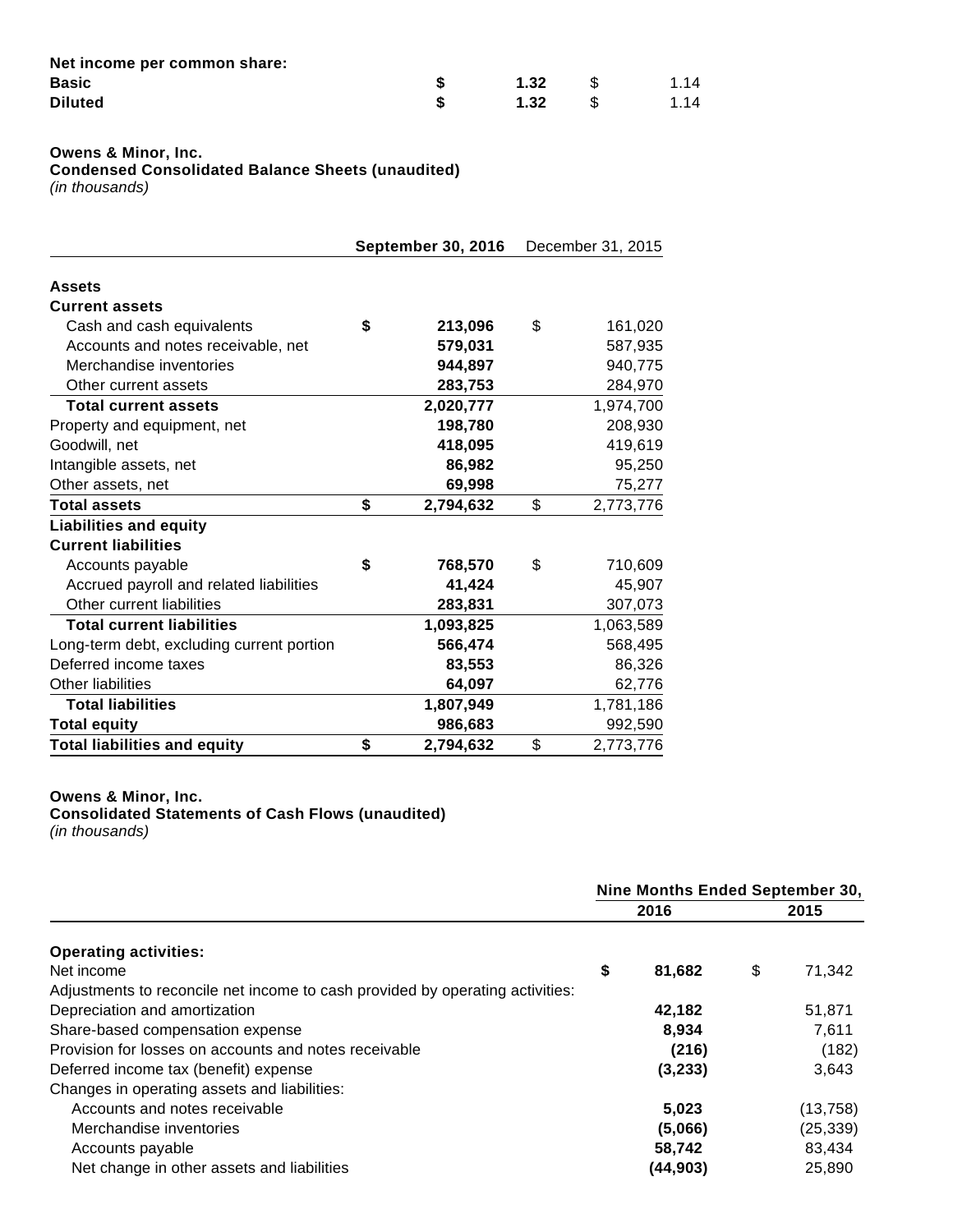| | | | | |
|---|---|---|---|---|
| **Net income per common share:** | | | | |
| **Basic** | **$** | **1.32** | $ | 1.14 |
| **Diluted** | **$** | **1.32** | $ | 1.14 |

**Owens & Minor, Inc.**
**Condensed Consolidated Balance Sheets (unaudited)**
*(in thousands)*

| | **September 30, 2016** | December 31, 2015 |
|---|---|---|
| **Assets** | | |
| **Current assets** | | |
| Cash and cash equivalents | **$ 213,096** | $ 161,020 |
| Accounts and notes receivable, net | **579,031** | 587,935 |
| Merchandise inventories | **944,897** | 940,775 |
| Other current assets | **283,753** | 284,970 |
| **Total current assets** | **2,020,777** | 1,974,700 |
| Property and equipment, net | **198,780** | 208,930 |
| Goodwill, net | **418,095** | 419,619 |
| Intangible assets, net | **86,982** | 95,250 |
| Other assets, net | **69,998** | 75,277 |
| **Total assets** | **$ 2,794,632** | $ 2,773,776 |
| **Liabilities and equity** | | |
| **Current liabilities** | | |
| Accounts payable | **$ 768,570** | $ 710,609 |
| Accrued payroll and related liabilities | **41,424** | 45,907 |
| Other current liabilities | **283,831** | 307,073 |
| **Total current liabilities** | **1,093,825** | 1,063,589 |
| Long-term debt, excluding current portion | **566,474** | 568,495 |
| Deferred income taxes | **83,553** | 86,326 |
| Other liabilities | **64,097** | 62,776 |
| **Total liabilities** | **1,807,949** | 1,781,186 |
| **Total equity** | **986,683** | 992,590 |
| **Total liabilities and equity** | **$ 2,794,632** | $ 2,773,776 |

**Owens & Minor, Inc.**
**Consolidated Statements of Cash Flows (unaudited)**
*(in thousands)*

| | **Nine Months Ended September 30,** | |
|---|---|---|
| | **2016** | **2015** |
| **Operating activities:** | | |
| Net income | **$ 81,682** | $ 71,342 |
| Adjustments to reconcile net income to cash provided by operating activities: | | |
| Depreciation and amortization | **42,182** | 51,871 |
| Share-based compensation expense | **8,934** | 7,611 |
| Provision for losses on accounts and notes receivable | **(216)** | (182) |
| Deferred income tax (benefit) expense | **(3,233)** | 3,643 |
| Changes in operating assets and liabilities: | | |
| Accounts and notes receivable | **5,023** | (13,758) |
| Merchandise inventories | **(5,066)** | (25,339) |
| Accounts payable | **58,742** | 83,434 |
| Net change in other assets and liabilities | **(44,903)** | 25,890 |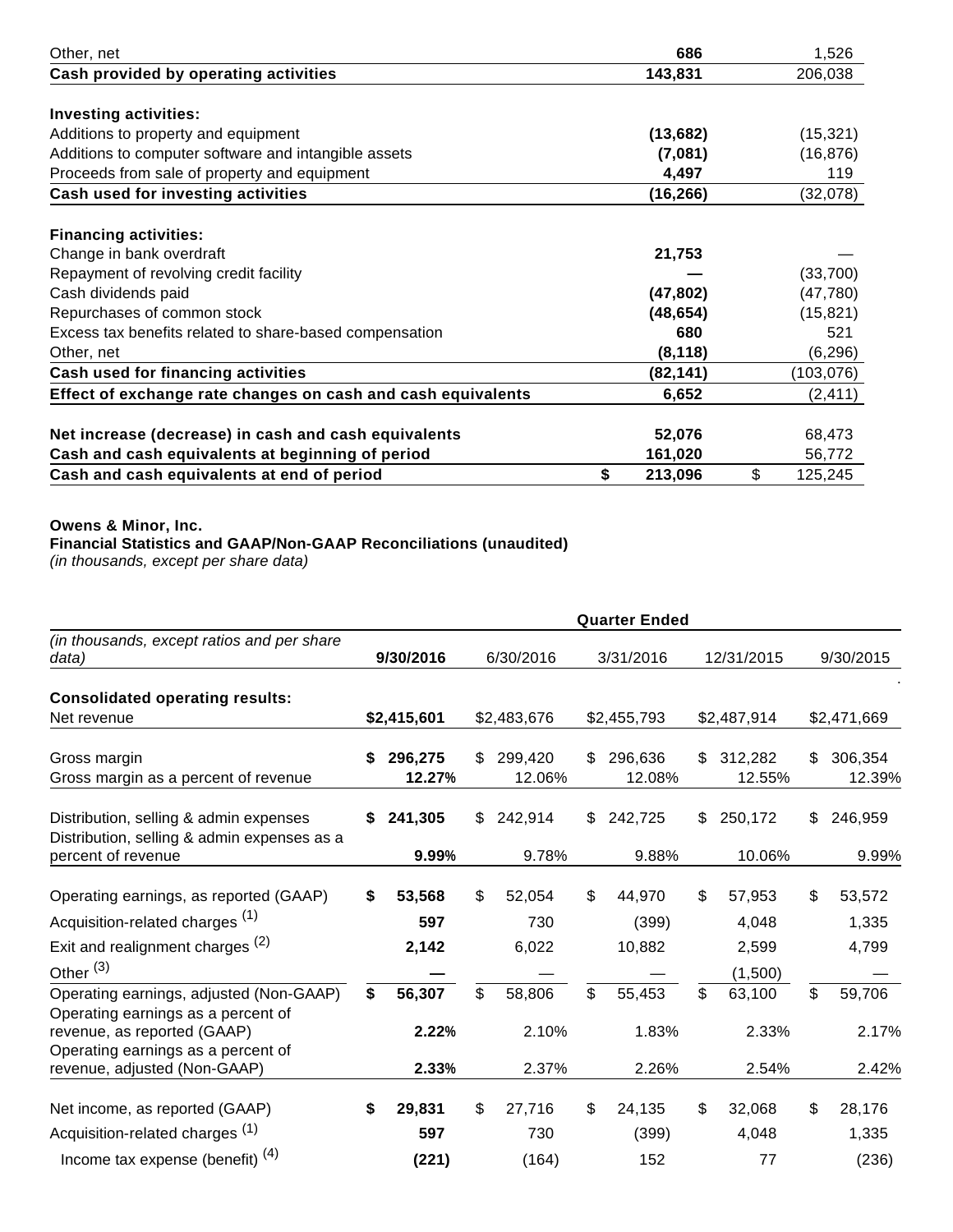| | | |
|---|---|---|
| Other, net | **686** | 1,526 |
| **Cash provided by operating activities** | **143,831** | 206,038 |
| | | |
| **Investing activities:** | | |
| Additions to property and equipment | **(13,682)** | (15,321) |
| Additions to computer software and intangible assets | **(7,081)** | (16,876) |
| Proceeds from sale of property and equipment | **4,497** | 119 |
| **Cash used for investing activities** | **(16,266)** | (32,078) |
| | | |
| **Financing activities:** | | |
| Change in bank overdraft | **21,753** | — |
| Repayment of revolving credit facility | **—** | (33,700) |
| Cash dividends paid | **(47,802)** | (47,780) |
| Repurchases of common stock | **(48,654)** | (15,821) |
| Excess tax benefits related to share-based compensation | **680** | 521 |
| Other, net | **(8,118)** | (6,296) |
| **Cash used for financing activities** | **(82,141)** | (103,076) |
| **Effect of exchange rate changes on cash and cash equivalents** | **6,652** | (2,411) |
| | | |
| **Net increase (decrease) in cash and cash equivalents** | **52,076** | 68,473 |
| **Cash and cash equivalents at beginning of period** | **161,020** | 56,772 |
| **Cash and cash equivalents at end of period** | **$ 213,096** | $ 125,245 |

**Owens & Minor, Inc.**
**Financial Statistics and GAAP/Non-GAAP Reconciliations (unaudited)**
*(in thousands, except per share data)*

| | Quarter Ended | | | | |
|---|---|---|---|---|---|
| *(in thousands, except ratios and per share data)* | **9/30/2016** | 6/30/2016 | 3/31/2016 | 12/31/2015 | 9/30/2015 |
| **Consolidated operating results:** | | | | | |
| Net revenue | **$2,415,601** | $2,483,676 | $2,455,793 | $2,487,914 | $2,471,669 |
| | | | | | |
| Gross margin | **$ 296,275** | $ 299,420 | $ 296,636 | $ 312,282 | $ 306,354 |
| Gross margin as a percent of revenue | **12.27%** | 12.06% | 12.08% | 12.55% | 12.39% |
| | | | | | |
| Distribution, selling & admin expenses | **$ 241,305** | $ 242,914 | $ 242,725 | $ 250,172 | $ 246,959 |
| Distribution, selling & admin expenses as a percent of revenue | **9.99%** | 9.78% | 9.88% | 10.06% | 9.99% |
| | | | | | |
| Operating earnings, as reported (GAAP) | **$ 53,568** | $ 52,054 | $ 44,970 | $ 57,953 | $ 53,572 |
| Acquisition-related charges [(1)] | **597** | 730 | (399) | 4,048 | 1,335 |
| Exit and realignment charges [(2)] | **2,142** | 6,022 | 10,882 | 2,599 | 4,799 |
| Other [(3)] | **—** | — | — | (1,500) | — |
| Operating earnings, adjusted (Non-GAAP) | **$ 56,307** | $ 58,806 | $ 55,453 | $ 63,100 | $ 59,706 |
| Operating earnings as a percent of revenue, as reported (GAAP) | **2.22%** | 2.10% | 1.83% | 2.33% | 2.17% |
| Operating earnings as a percent of revenue, adjusted (Non-GAAP) | **2.33%** | 2.37% | 2.26% | 2.54% | 2.42% |
| | | | | | |
| Net income, as reported (GAAP) | **$ 29,831** | $ 27,716 | $ 24,135 | $ 32,068 | $ 28,176 |
| Acquisition-related charges [(1)] | **597** | 730 | (399) | 4,048 | 1,335 |
| Income tax expense (benefit) [(4)] | **(221)** | (164) | 152 | 77 | (236) |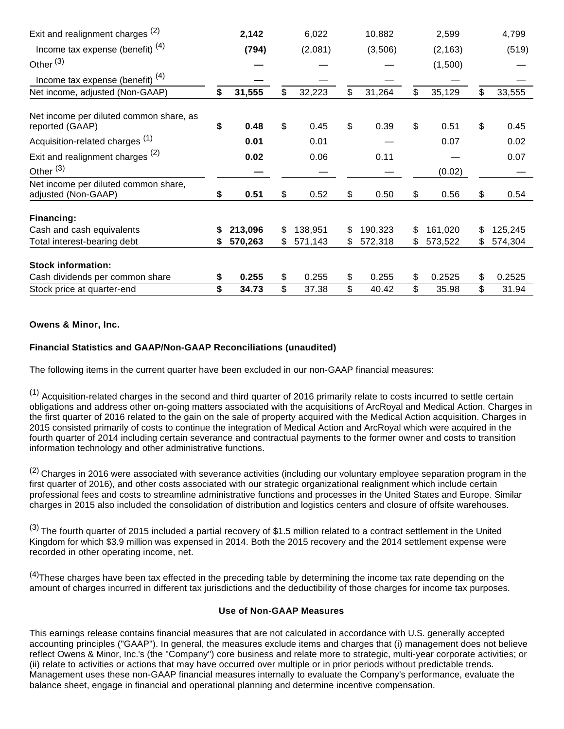| | | | | | |
|---|---|---|---|---|---|
| Exit and realignment charges [2] | **2,142** | 6,022 | 10,882 | 2,599 | 4,799 |
| Income tax expense (benefit) [4] | **(794)** | (2,081) | (3,506) | (2,163) | (519) |
| Other [3] | **—** | — | — | (1,500) | — |
| Income tax expense (benefit) [4] | **—** | — | — | — | — |
| Net income, adjusted (Non-GAAP) | **$ 31,555** | $ 32,223 | $ 31,264 | $ 35,129 | $ 33,555 |
| | | | | | |
| Net income per diluted common share, as reported (GAAP) | **$ 0.48** | $ 0.45 | $ 0.39 | $ 0.51 | $ 0.45 |
| Acquisition-related charges [1] | **0.01** | 0.01 | — | 0.07 | 0.02 |
| Exit and realignment charges [2] | **0.02** | 0.06 | 0.11 | — | 0.07 |
| Other [3] | **—** | — | — | (0.02) | — |
| Net income per diluted common share, adjusted (Non-GAAP) | **$ 0.51** | $ 0.52 | $ 0.50 | $ 0.56 | $ 0.54 |
| | | | | | |
| **Financing:** | | | | | |
| Cash and cash equivalents | **$ 213,096** | $ 138,951 | $ 190,323 | $ 161,020 | $ 125,245 |
| Total interest-bearing debt | **$ 570,263** | $ 571,143 | $ 572,318 | $ 573,522 | $ 574,304 |
| | | | | | |
| **Stock information:** | | | | | |
| Cash dividends per common share | **$ 0.255** | $ 0.255 | $ 0.255 | $ 0.2525 | $ 0.2525 |
| Stock price at quarter-end | **$ 34.73** | $ 37.38 | $ 40.42 | $ 35.98 | $ 31.94 |

**Owens & Minor, Inc.**

**Financial Statistics and GAAP/Non-GAAP Reconciliations (unaudited)**

The following items in the current quarter have been excluded in our non-GAAP financial measures:

[1] Acquisition-related charges in the second and third quarter of 2016 primarily relate to costs incurred to settle certain obligations and address other on-going matters associated with the acquisitions of ArcRoyal and Medical Action. Charges in the first quarter of 2016 related to the gain on the sale of property acquired with the Medical Action acquisition. Charges in 2015 consisted primarily of costs to continue the integration of Medical Action and ArcRoyal which were acquired in the fourth quarter of 2014 including certain severance and contractual payments to the former owner and costs to transition information technology and other administrative functions.

[2] Charges in 2016 were associated with severance activities (including our voluntary employee separation program in the first quarter of 2016), and other costs associated with our strategic organizational realignment which include certain professional fees and costs to streamline administrative functions and processes in the United States and Europe. Similar charges in 2015 also included the consolidation of distribution and logistics centers and closure of offsite warehouses.

[3] The fourth quarter of 2015 included a partial recovery of $1.5 million related to a contract settlement in the United Kingdom for which $3.9 million was expensed in 2014. Both the 2015 recovery and the 2014 settlement expense were recorded in other operating income, net.

[4] These charges have been tax effected in the preceding table by determining the income tax rate depending on the amount of charges incurred in different tax jurisdictions and the deductibility of those charges for income tax purposes.

**Use of Non-GAAP Measures**

This earnings release contains financial measures that are not calculated in accordance with U.S. generally accepted accounting principles ("GAAP"). In general, the measures exclude items and charges that (i) management does not believe reflect Owens & Minor, Inc.'s (the "Company") core business and relate more to strategic, multi-year corporate activities; or (ii) relate to activities or actions that may have occurred over multiple or in prior periods without predictable trends. Management uses these non-GAAP financial measures internally to evaluate the Company's performance, evaluate the balance sheet, engage in financial and operational planning and determine incentive compensation.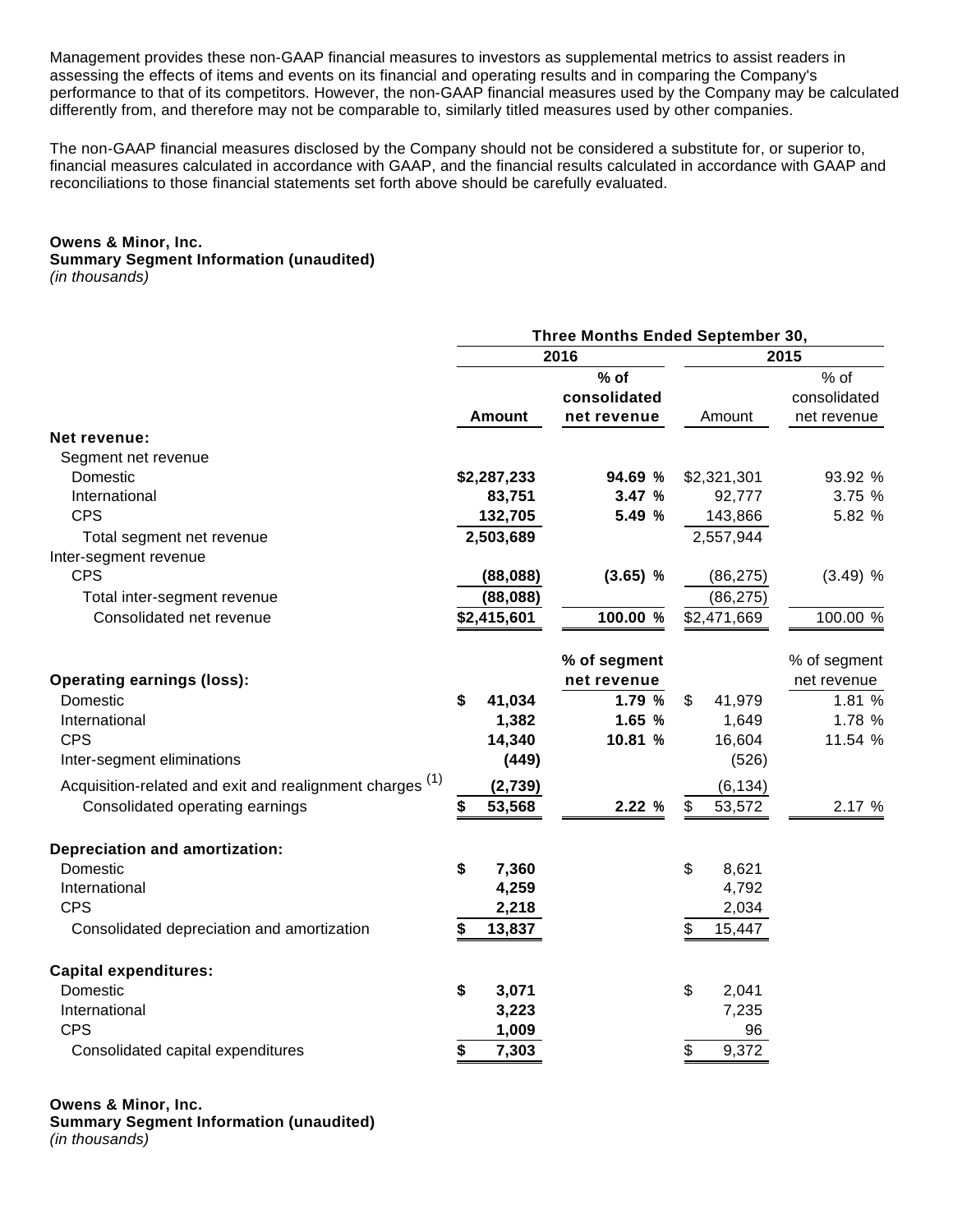Management provides these non-GAAP financial measures to investors as supplemental metrics to assist readers in assessing the effects of items and events on its financial and operating results and in comparing the Company's performance to that of its competitors. However, the non-GAAP financial measures used by the Company may be calculated differently from, and therefore may not be comparable to, similarly titled measures used by other companies.

The non-GAAP financial measures disclosed by the Company should not be considered a substitute for, or superior to, financial measures calculated in accordance with GAAP, and the financial results calculated in accordance with GAAP and reconciliations to those financial statements set forth above should be carefully evaluated.

**Owens & Minor, Inc.**
**Summary Segment Information (unaudited)**
*(in thousands)*

| | Three Months Ended September 30, | | | |
|---|---|---|---|---|
| | 2016 | | 2015 | |
| | Amount | % of consolidated net revenue | Amount | % of consolidated net revenue |
| **Net revenue:** | | | | |
| Segment net revenue | | | | |
| Domestic | $2,287,233 | 94.69 % | $2,321,301 | 93.92 % |
| International | 83,751 | 3.47 % | 92,777 | 3.75 % |
| CPS | 132,705 | 5.49 % | 143,866 | 5.82 % |
| Total segment net revenue | 2,503,689 | | 2,557,944 | |
| Inter-segment revenue | | | | |
| CPS | (88,088) | (3.65) % | (86,275) | (3.49) % |
| Total inter-segment revenue | (88,088) | | (86,275) | |
| Consolidated net revenue | $2,415,601 | 100.00 % | $2,471,669 | 100.00 % |
| | | % of segment net revenue | | % of segment net revenue |
| **Operating earnings (loss):** | | | | |
| Domestic | $ 41,034 | 1.79 % | $ 41,979 | 1.81 % |
| International | 1,382 | 1.65 % | 1,649 | 1.78 % |
| CPS | 14,340 | 10.81 % | 16,604 | 11.54 % |
| Inter-segment eliminations | (449) | | (526) | |
| Acquisition-related and exit and realignment charges (1) | (2,739) | | (6,134) | |
| Consolidated operating earnings | $ 53,568 | 2.22 % | $ 53,572 | 2.17 % |
| **Depreciation and amortization:** | | | | |
| Domestic | $ 7,360 | | $ 8,621 | |
| International | 4,259 | | 4,792 | |
| CPS | 2,218 | | 2,034 | |
| Consolidated depreciation and amortization | $ 13,837 | | $ 15,447 | |
| **Capital expenditures:** | | | | |
| Domestic | $ 3,071 | | $ 2,041 | |
| International | 3,223 | | 7,235 | |
| CPS | 1,009 | | 96 | |
| Consolidated capital expenditures | $ 7,303 | | $ 9,372 | |

**Owens & Minor, Inc.**
**Summary Segment Information (unaudited)**
*(in thousands)*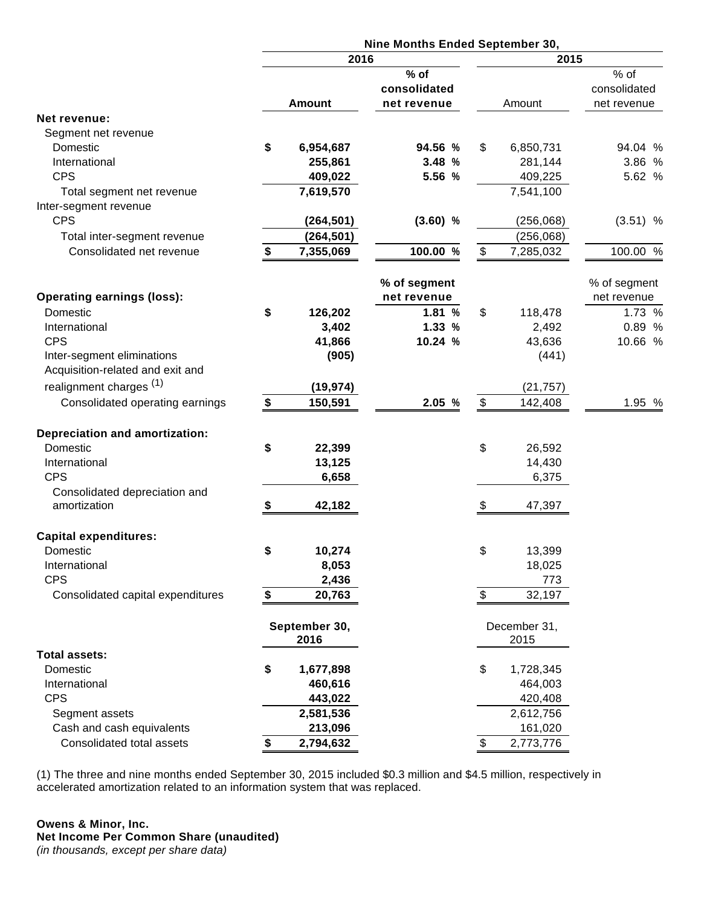| | Nine Months Ended September 30, | | | |
|---|---|---|---|---|
| | 2016 | | 2015 | |
| | Amount | % of consolidated net revenue | Amount | % of consolidated net revenue |
| **Net revenue:** | | | | |
| Segment net revenue | | | | |
| Domestic | $ 6,954,687 | 94.56 % | $ 6,850,731 | 94.04 % |
| International | 255,861 | 3.48 % | 281,144 | 3.86 % |
| CPS | 409,022 | 5.56 % | 409,225 | 5.62 % |
| Total segment net revenue | 7,619,570 | | 7,541,100 | |
| Inter-segment revenue | | | | |
| CPS | (264,501) | (3.60) % | (256,068) | (3.51) % |
| Total inter-segment revenue | (264,501) | | (256,068) | |
| Consolidated net revenue | $ 7,355,069 | 100.00 % | $ 7,285,032 | 100.00 % |
| | | % of segment net revenue | | % of segment net revenue |
| **Operating earnings (loss):** | | | | |
| Domestic | $ 126,202 | 1.81 % | $ 118,478 | 1.73 % |
| International | 3,402 | 1.33 % | 2,492 | 0.89 % |
| CPS | 41,866 | 10.24 % | 43,636 | 10.66 % |
| Inter-segment eliminations | (905) | | (441) | |
| Acquisition-related and exit and realignment charges (1) | (19,974) | | (21,757) | |
| Consolidated operating earnings | $ 150,591 | 2.05 % | $ 142,408 | 1.95 % |
| **Depreciation and amortization:** | | | | |
| Domestic | $ 22,399 | | $ 26,592 | |
| International | 13,125 | | 14,430 | |
| CPS | 6,658 | | 6,375 | |
| Consolidated depreciation and amortization | $ 42,182 | | $ 47,397 | |
| **Capital expenditures:** | | | | |
| Domestic | $ 10,274 | | $ 13,399 | |
| International | 8,053 | | 18,025 | |
| CPS | 2,436 | | 773 | |
| Consolidated capital expenditures | $ 20,763 | | $ 32,197 | |
| | September 30, 2016 | | December 31, 2015 | |
| **Total assets:** | | | | |
| Domestic | $ 1,677,898 | | $ 1,728,345 | |
| International | 460,616 | | 464,003 | |
| CPS | 443,022 | | 420,408 | |
| Segment assets | 2,581,536 | | 2,612,756 | |
| Cash and cash equivalents | 213,096 | | 161,020 | |
| Consolidated total assets | $ 2,794,632 | | $ 2,773,776 | |

(1) The three and nine months ended September 30, 2015 included $0.3 million and $4.5 million, respectively in accelerated amortization related to an information system that was replaced.

**Owens & Minor, Inc.**
**Net Income Per Common Share (unaudited)**
*(in thousands, except per share data)*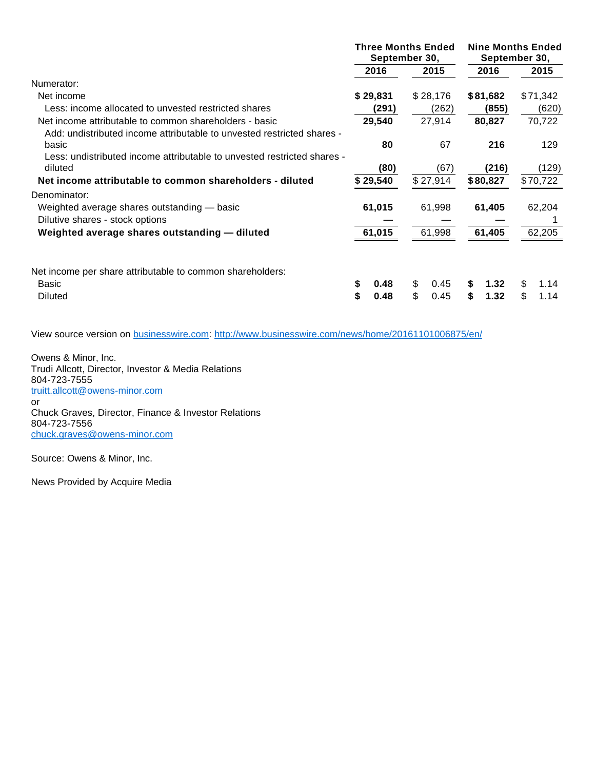| | Three Months Ended September 30, | | Nine Months Ended September 30, | |
|---|---|---|---|---|
| | **2016** | **2015** | **2016** | **2015** |
| Numerator: | | | | |
| Net income | **$ 29,831** | $ 28,176 | **$ 81,682** | $ 71,342 |
| Less: income allocated to unvested restricted shares | **(291)** | (262) | **(855)** | (620) |
| Net income attributable to common shareholders - basic | **29,540** | 27,914 | **80,827** | 70,722 |
| Add: undistributed income attributable to unvested restricted shares - basic | **80** | 67 | **216** | 129 |
| Less: undistributed income attributable to unvested restricted shares - diluted | **(80)** | (67) | **(216)** | (129) |
| **Net income attributable to common shareholders - diluted** | **$ 29,540** | $ 27,914 | **$ 80,827** | $ 70,722 |
| Denominator: | | | | |
| Weighted average shares outstanding — basic | **61,015** | 61,998 | **61,405** | 62,204 |
| Dilutive shares - stock options | **—** | — | **—** | 1 |
| **Weighted average shares outstanding — diluted** | **61,015** | 61,998 | **61,405** | 62,205 |
| | | | | |
| Net income per share attributable to common shareholders: | | | | |
| Basic | **$ 0.48** | $ 0.45 | **$ 1.32** | $ 1.14 |
| Diluted | **$ 0.48** | $ 0.45 | **$ 1.32** | $ 1.14 |

View source version on businesswire.com: http://www.businesswire.com/news/home/20161101006875/en/

Owens & Minor, Inc.
Trudi Allcott, Director, Investor & Media Relations
804-723-7555
truitt.allcott@owens-minor.com
or
Chuck Graves, Director, Finance & Investor Relations
804-723-7556
chuck.graves@owens-minor.com

Source: Owens & Minor, Inc.

News Provided by Acquire Media